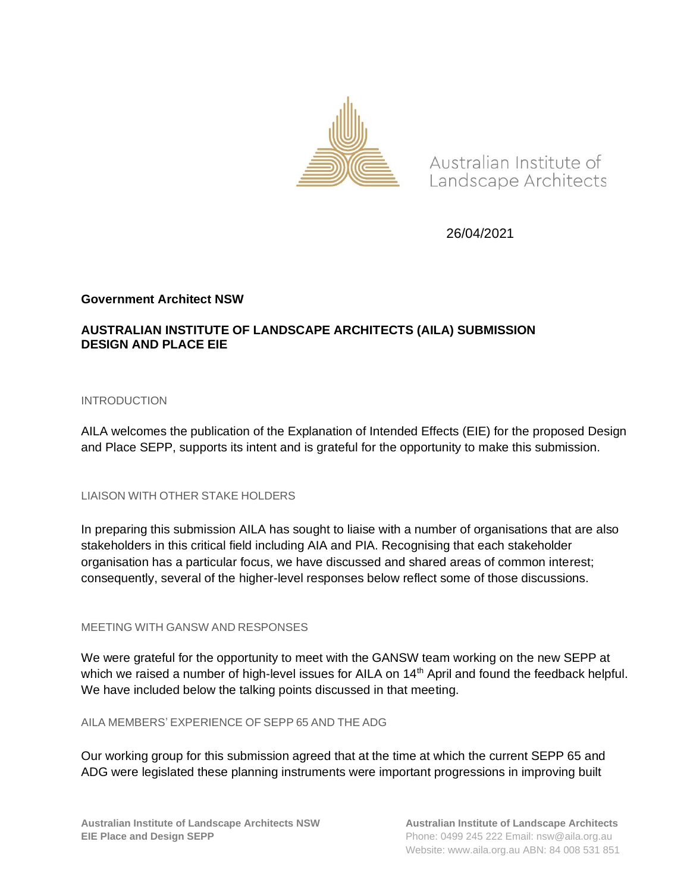Australian Institute of Landscape Architects

26/04/2021

**Government Architect NSW**

**AUSTRALIAN INSTITUTE OF LANDSCAPE ARCHITECTS (AILA) SUBMISSION DESIGN AND PLACE EIE**

## INTRODUCTION

AILA welcomes the publication of the Explanation of Intended Effects (EIE) for the proposed Design and Place SEPP, supports its intent and is grateful for the opportunity to make this submission.

## LIAISON WITH OTHER STAKE HOLDERS

In preparing this submission AILA has sought to liaise with a number of organisations that are also stakeholders in this critical field including AIA and PIA. Recognising that each stakeholder organisation has a particular focus, we have discussed and shared areas of common interest; consequently, several of the higher-level responses below reflect some of those discussions.

## MEETING WITH GANSW AND RESPONSES

We were grateful for the opportunity to meet with the GANSW team working on the new SEPP at which we raised a number of high-level issues for AILA on 14th April and found the feedback helpful. We have included below the talking points discussed in that meeting.

## AILA MEMBERS' EXPERIENCE OF SEPP 65 AND THE ADG

Our working group for this submission agreed that at the time at which the current SEPP 65 and ADG were legislated these planning instruments were important progressions in improving built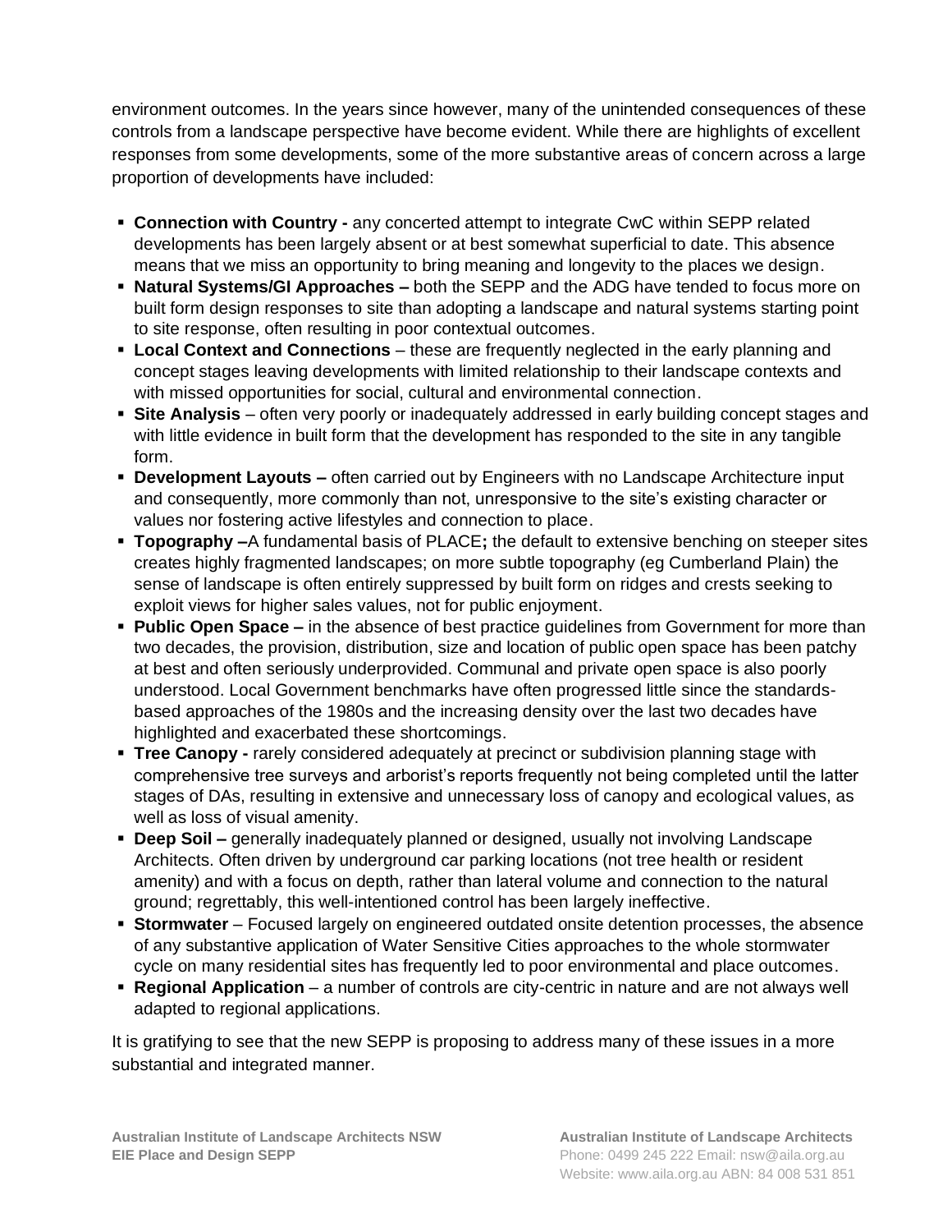environment outcomes. In the years since however, many of the unintended consequences of these controls from a landscape perspective have become evident. While there are highlights of excellent responses from some developments, some of the more substantive areas of concern across a large proportion of developments have included:

- **Connection with Country -** any concerted attempt to integrate CwC within SEPP related developments has been largely absent or at best somewhat superficial to date. This absence means that we miss an opportunity to bring meaning and longevity to the places we design.
- **Natural Systems/GI Approaches –** both the SEPP and the ADG have tended to focus more on built form design responses to site than adopting a landscape and natural systems starting point to site response, often resulting in poor contextual outcomes.
- **Local Context and Connections** – these are frequently neglected in the early planning and concept stages leaving developments with limited relationship to their landscape contexts and with missed opportunities for social, cultural and environmental connection.
- **Site Analysis** – often very poorly or inadequately addressed in early building concept stages and with little evidence in built form that the development has responded to the site in any tangible form.
- **Development Layouts –** often carried out by Engineers with no Landscape Architecture input and consequently, more commonly than not, unresponsive to the site's existing character or values nor fostering active lifestyles and connection to place.
- **Topography –**A fundamental basis of PLACE**;** the default to extensive benching on steeper sites creates highly fragmented landscapes; on more subtle topography (eg Cumberland Plain) the sense of landscape is often entirely suppressed by built form on ridges and crests seeking to exploit views for higher sales values, not for public enjoyment.
- **Public Open Space –** in the absence of best practice guidelines from Government for more than two decades, the provision, distribution, size and location of public open space has been patchy at best and often seriously underprovided. Communal and private open space is also poorly understood. Local Government benchmarks have often progressed little since the standards-based approaches of the 1980s and the increasing density over the last two decades have highlighted and exacerbated these shortcomings.
- **Tree Canopy -** rarely considered adequately at precinct or subdivision planning stage with comprehensive tree surveys and arborist's reports frequently not being completed until the latter stages of DAs, resulting in extensive and unnecessary loss of canopy and ecological values, as well as loss of visual amenity.
- **Deep Soil –** generally inadequately planned or designed, usually not involving Landscape Architects. Often driven by underground car parking locations (not tree health or resident amenity) and with a focus on depth, rather than lateral volume and connection to the natural ground; regrettably, this well-intentioned control has been largely ineffective.
- **Stormwater** – Focused largely on engineered outdated onsite detention processes, the absence of any substantive application of Water Sensitive Cities approaches to the whole stormwater cycle on many residential sites has frequently led to poor environmental and place outcomes.
- **Regional Application** – a number of controls are city-centric in nature and are not always well adapted to regional applications.

It is gratifying to see that the new SEPP is proposing to address many of these issues in a more substantial and integrated manner.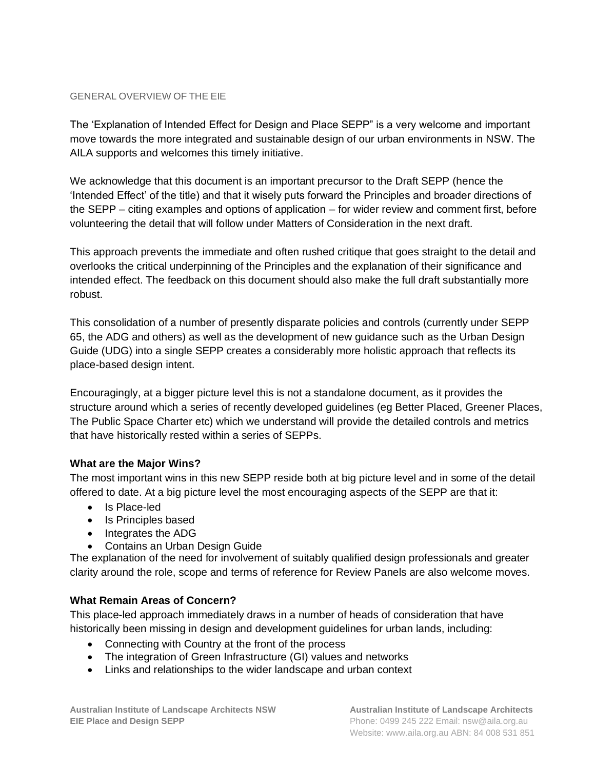GENERAL OVERVIEW OF THE EIE

The 'Explanation of Intended Effect for Design and Place SEPP" is a very welcome and important move towards the more integrated and sustainable design of our urban environments in NSW. The AILA supports and welcomes this timely initiative.

We acknowledge that this document is an important precursor to the Draft SEPP (hence the 'Intended Effect' of the title) and that it wisely puts forward the Principles and broader directions of the SEPP – citing examples and options of application – for wider review and comment first, before volunteering the detail that will follow under Matters of Consideration in the next draft.

This approach prevents the immediate and often rushed critique that goes straight to the detail and overlooks the critical underpinning of the Principles and the explanation of their significance and intended effect. The feedback on this document should also make the full draft substantially more robust.

This consolidation of a number of presently disparate policies and controls (currently under SEPP 65, the ADG and others) as well as the development of new guidance such as the Urban Design Guide (UDG) into a single SEPP creates a considerably more holistic approach that reflects its place-based design intent.

Encouragingly, at a bigger picture level this is not a standalone document, as it provides the structure around which a series of recently developed guidelines (eg Better Placed, Greener Places, The Public Space Charter etc) which we understand will provide the detailed controls and metrics that have historically rested within a series of SEPPs.

**What are the Major Wins?**

The most important wins in this new SEPP reside both at big picture level and in some of the detail offered to date. At a big picture level the most encouraging aspects of the SEPP are that it:

- Is Place-led
- Is Principles based
- Integrates the ADG
- Contains an Urban Design Guide

The explanation of the need for involvement of suitably qualified design professionals and greater clarity around the role, scope and terms of reference for Review Panels are also welcome moves.

**What Remain Areas of Concern?**

This place-led approach immediately draws in a number of heads of consideration that have historically been missing in design and development guidelines for urban lands, including:

- Connecting with Country at the front of the process
- The integration of Green Infrastructure (GI) values and networks
- Links and relationships to the wider landscape and urban context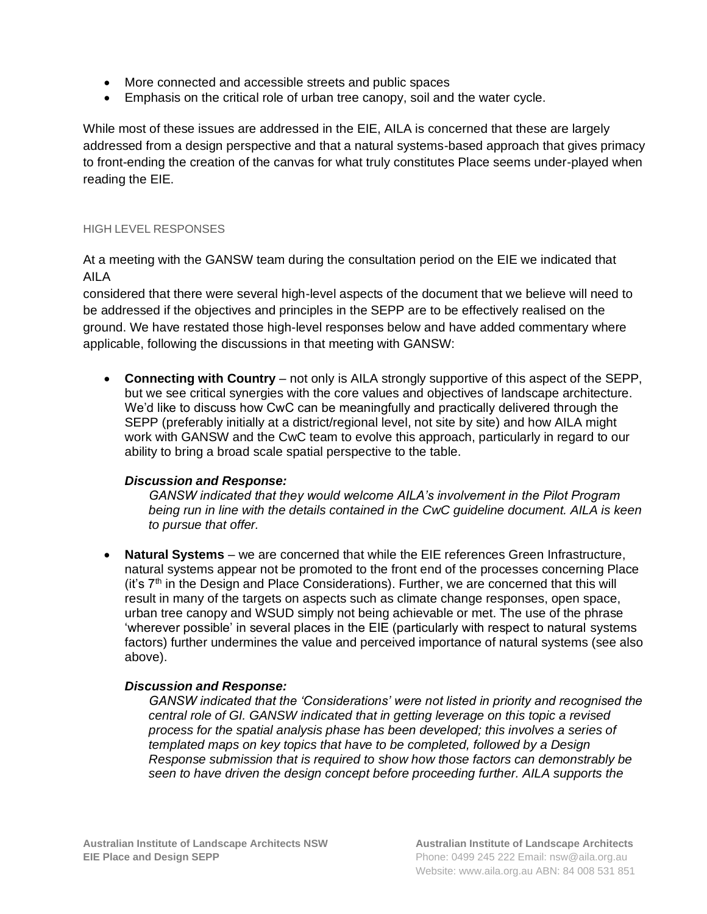- More connected and accessible streets and public spaces
- Emphasis on the critical role of urban tree canopy, soil and the water cycle.

While most of these issues are addressed in the EIE, AILA is concerned that these are largely addressed from a design perspective and that a natural systems-based approach that gives primacy to front-ending the creation of the canvas for what truly constitutes Place seems under-played when reading the EIE.

## HIGH LEVEL RESPONSES

At a meeting with the GANSW team during the consultation period on the EIE we indicated that AILA
considered that there were several high-level aspects of the document that we believe will need to be addressed if the objectives and principles in the SEPP are to be effectively realised on the ground. We have restated those high-level responses below and have added commentary where applicable, following the discussions in that meeting with GANSW:

- **Connecting with Country** – not only is AILA strongly supportive of this aspect of the SEPP, but we see critical synergies with the core values and objectives of landscape architecture. We'd like to discuss how CwC can be meaningfully and practically delivered through the SEPP (preferably initially at a district/regional level, not site by site) and how AILA might work with GANSW and the CwC team to evolve this approach, particularly in regard to our ability to bring a broad scale spatial perspective to the table.

  ***Discussion and Response:***

  *GANSW indicated that they would welcome AILA's involvement in the Pilot Program being run in line with the details contained in the CwC guideline document. AILA is keen to pursue that offer.*

- **Natural Systems** – we are concerned that while the EIE references Green Infrastructure, natural systems appear not be promoted to the front end of the processes concerning Place (it's 7th in the Design and Place Considerations). Further, we are concerned that this will result in many of the targets on aspects such as climate change responses, open space, urban tree canopy and WSUD simply not being achievable or met. The use of the phrase 'wherever possible' in several places in the EIE (particularly with respect to natural systems factors) further undermines the value and perceived importance of natural systems (see also above).

  ***Discussion and Response:***

  *GANSW indicated that the 'Considerations' were not listed in priority and recognised the central role of GI. GANSW indicated that in getting leverage on this topic a revised process for the spatial analysis phase has been developed; this involves a series of templated maps on key topics that have to be completed, followed by a Design Response submission that is required to show how those factors can demonstrably be seen to have driven the design concept before proceeding further. AILA supports the*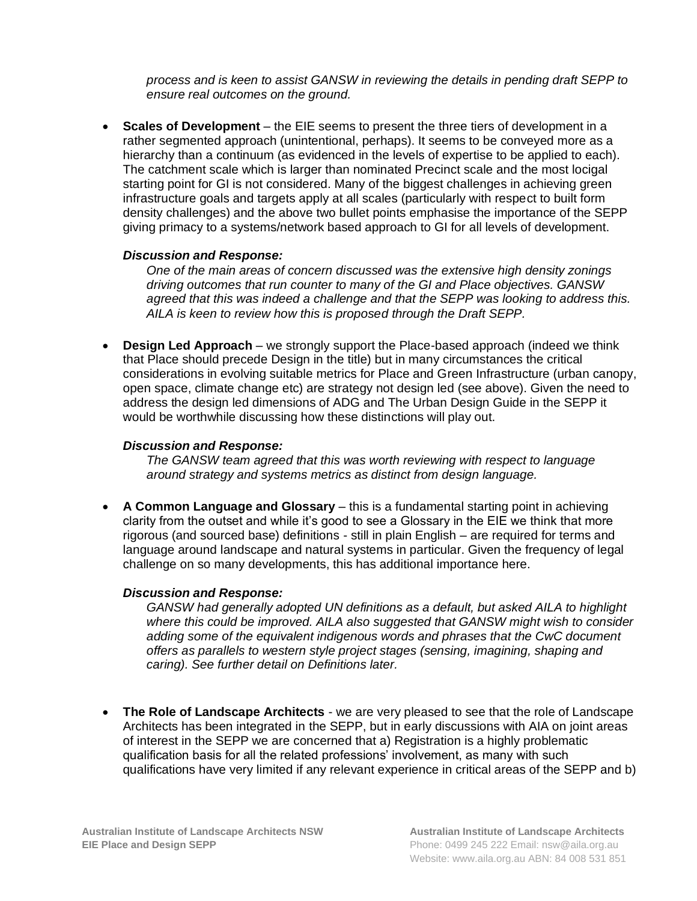*process and is keen to assist GANSW in reviewing the details in pending draft SEPP to ensure real outcomes on the ground.*

- **Scales of Development** – the EIE seems to present the three tiers of development in a rather segmented approach (unintentional, perhaps). It seems to be conveyed more as a hierarchy than a continuum (as evidenced in the levels of expertise to be applied to each). The catchment scale which is larger than nominated Precinct scale and the most locigal starting point for GI is not considered. Many of the biggest challenges in achieving green infrastructure goals and targets apply at all scales (particularly with respect to built form density challenges) and the above two bullet points emphasise the importance of the SEPP giving primacy to a systems/network based approach to GI for all levels of development.

  ***Discussion and Response:***

  *One of the main areas of concern discussed was the extensive high density zonings driving outcomes that run counter to many of the GI and Place objectives. GANSW agreed that this was indeed a challenge and that the SEPP was looking to address this. AILA is keen to review how this is proposed through the Draft SEPP.*

- **Design Led Approach** – we strongly support the Place-based approach (indeed we think that Place should precede Design in the title) but in many circumstances the critical considerations in evolving suitable metrics for Place and Green Infrastructure (urban canopy, open space, climate change etc) are strategy not design led (see above). Given the need to address the design led dimensions of ADG and The Urban Design Guide in the SEPP it would be worthwhile discussing how these distinctions will play out.

  ***Discussion and Response:***

  *The GANSW team agreed that this was worth reviewing with respect to language around strategy and systems metrics as distinct from design language.*

- **A Common Language and Glossary** – this is a fundamental starting point in achieving clarity from the outset and while it's good to see a Glossary in the EIE we think that more rigorous (and sourced base) definitions - still in plain English – are required for terms and language around landscape and natural systems in particular. Given the frequency of legal challenge on so many developments, this has additional importance here.

  ***Discussion and Response:***

  *GANSW had generally adopted UN definitions as a default, but asked AILA to highlight where this could be improved. AILA also suggested that GANSW might wish to consider adding some of the equivalent indigenous words and phrases that the CwC document offers as parallels to western style project stages (sensing, imagining, shaping and caring). See further detail on Definitions later.*

- **The Role of Landscape Architects** - we are very pleased to see that the role of Landscape Architects has been integrated in the SEPP, but in early discussions with AIA on joint areas of interest in the SEPP we are concerned that a) Registration is a highly problematic qualification basis for all the related professions' involvement, as many with such qualifications have very limited if any relevant experience in critical areas of the SEPP and b)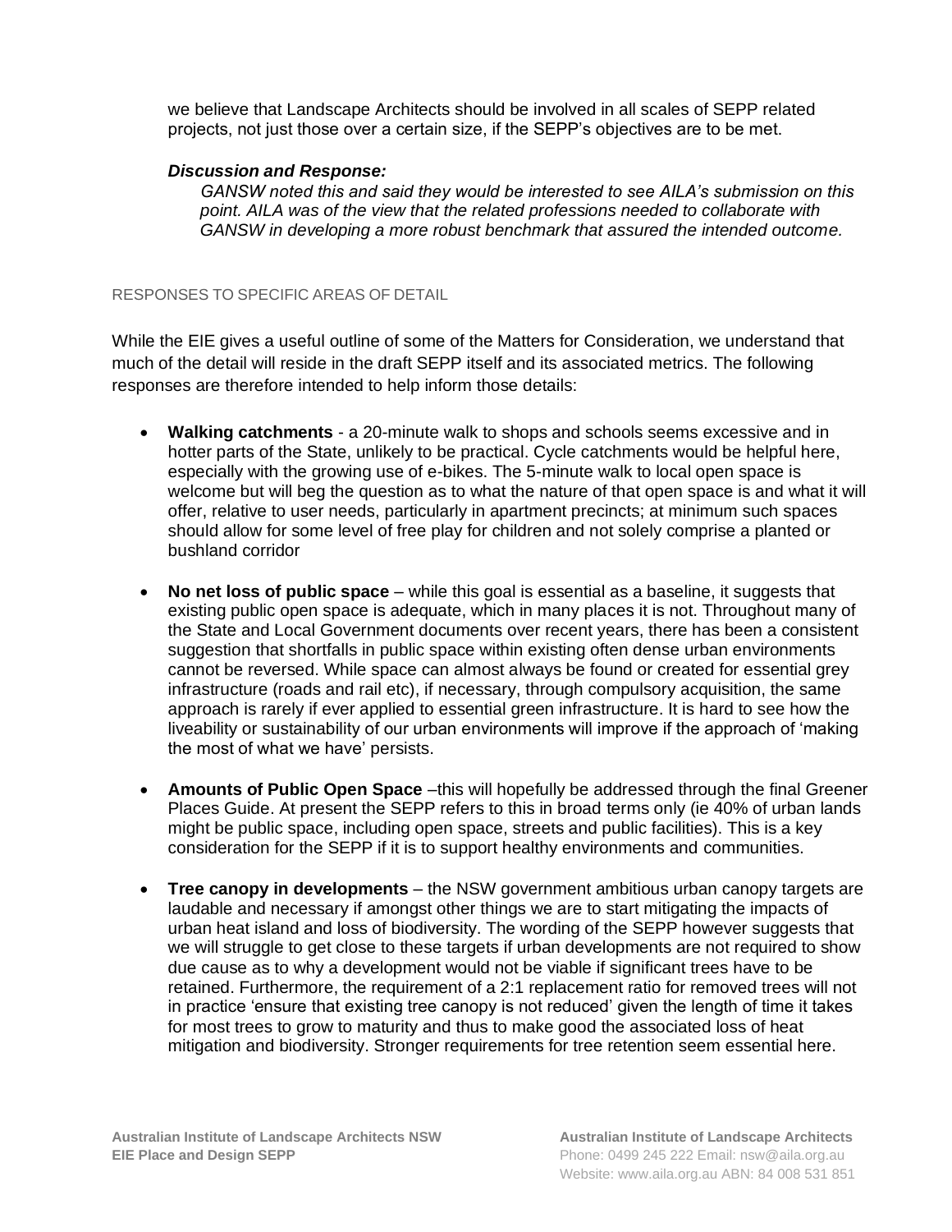we believe that Landscape Architects should be involved in all scales of SEPP related projects, not just those over a certain size, if the SEPP's objectives are to be met.

***Discussion and Response:***

*GANSW noted this and said they would be interested to see AILA's submission on this point. AILA was of the view that the related professions needed to collaborate with GANSW in developing a more robust benchmark that assured the intended outcome.*

## RESPONSES TO SPECIFIC AREAS OF DETAIL

While the EIE gives a useful outline of some of the Matters for Consideration, we understand that much of the detail will reside in the draft SEPP itself and its associated metrics. The following responses are therefore intended to help inform those details:

- **Walking catchments** - a 20-minute walk to shops and schools seems excessive and in hotter parts of the State, unlikely to be practical. Cycle catchments would be helpful here, especially with the growing use of e-bikes. The 5-minute walk to local open space is welcome but will beg the question as to what the nature of that open space is and what it will offer, relative to user needs, particularly in apartment precincts; at minimum such spaces should allow for some level of free play for children and not solely comprise a planted or bushland corridor

- **No net loss of public space** – while this goal is essential as a baseline, it suggests that existing public open space is adequate, which in many places it is not. Throughout many of the State and Local Government documents over recent years, there has been a consistent suggestion that shortfalls in public space within existing often dense urban environments cannot be reversed. While space can almost always be found or created for essential grey infrastructure (roads and rail etc), if necessary, through compulsory acquisition, the same approach is rarely if ever applied to essential green infrastructure. It is hard to see how the liveability or sustainability of our urban environments will improve if the approach of 'making the most of what we have' persists.

- **Amounts of Public Open Space** –this will hopefully be addressed through the final Greener Places Guide. At present the SEPP refers to this in broad terms only (ie 40% of urban lands might be public space, including open space, streets and public facilities). This is a key consideration for the SEPP if it is to support healthy environments and communities.

- **Tree canopy in developments** – the NSW government ambitious urban canopy targets are laudable and necessary if amongst other things we are to start mitigating the impacts of urban heat island and loss of biodiversity. The wording of the SEPP however suggests that we will struggle to get close to these targets if urban developments are not required to show due cause as to why a development would not be viable if significant trees have to be retained. Furthermore, the requirement of a 2:1 replacement ratio for removed trees will not in practice 'ensure that existing tree canopy is not reduced' given the length of time it takes for most trees to grow to maturity and thus to make good the associated loss of heat mitigation and biodiversity. Stronger requirements for tree retention seem essential here.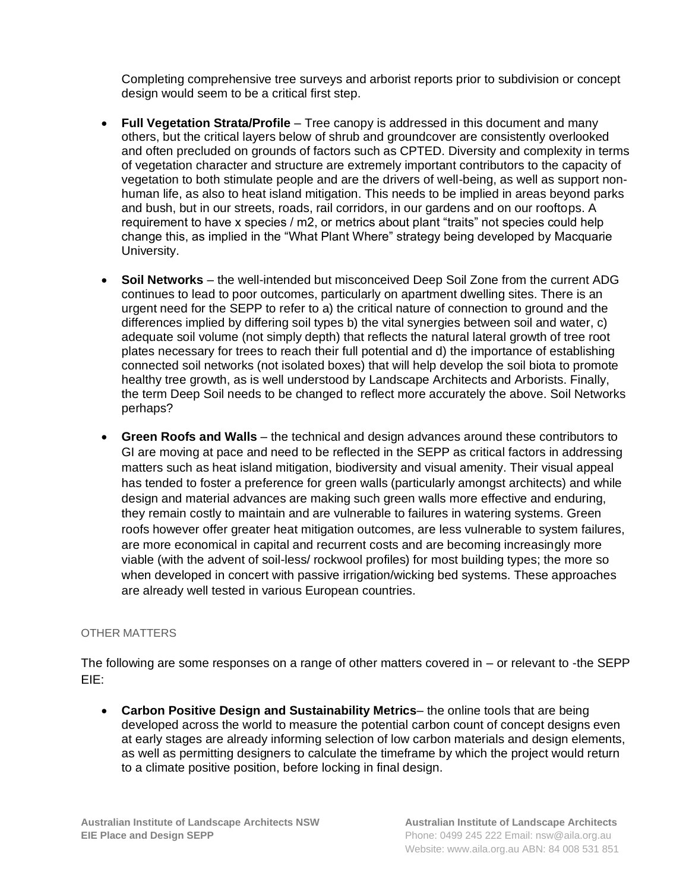Completing comprehensive tree surveys and arborist reports prior to subdivision or concept design would seem to be a critical first step.

- **Full Vegetation Strata/Profile** – Tree canopy is addressed in this document and many others, but the critical layers below of shrub and groundcover are consistently overlooked and often precluded on grounds of factors such as CPTED. Diversity and complexity in terms of vegetation character and structure are extremely important contributors to the capacity of vegetation to both stimulate people and are the drivers of well-being, as well as support non-human life, as also to heat island mitigation. This needs to be implied in areas beyond parks and bush, but in our streets, roads, rail corridors, in our gardens and on our rooftops. A requirement to have x species / m2, or metrics about plant "traits" not species could help change this, as implied in the "What Plant Where" strategy being developed by Macquarie University.

- **Soil Networks** – the well-intended but misconceived Deep Soil Zone from the current ADG continues to lead to poor outcomes, particularly on apartment dwelling sites. There is an urgent need for the SEPP to refer to a) the critical nature of connection to ground and the differences implied by differing soil types b) the vital synergies between soil and water, c) adequate soil volume (not simply depth) that reflects the natural lateral growth of tree root plates necessary for trees to reach their full potential and d) the importance of establishing connected soil networks (not isolated boxes) that will help develop the soil biota to promote healthy tree growth, as is well understood by Landscape Architects and Arborists. Finally, the term Deep Soil needs to be changed to reflect more accurately the above. Soil Networks perhaps?

- **Green Roofs and Walls** – the technical and design advances around these contributors to GI are moving at pace and need to be reflected in the SEPP as critical factors in addressing matters such as heat island mitigation, biodiversity and visual amenity. Their visual appeal has tended to foster a preference for green walls (particularly amongst architects) and while design and material advances are making such green walls more effective and enduring, they remain costly to maintain and are vulnerable to failures in watering systems. Green roofs however offer greater heat mitigation outcomes, are less vulnerable to system failures, are more economical in capital and recurrent costs and are becoming increasingly more viable (with the advent of soil-less/ rockwool profiles) for most building types; the more so when developed in concert with passive irrigation/wicking bed systems. These approaches are already well tested in various European countries.

## OTHER MATTERS

The following are some responses on a range of other matters covered in – or relevant to -the SEPP EIE:

- **Carbon Positive Design and Sustainability Metrics**– the online tools that are being developed across the world to measure the potential carbon count of concept designs even at early stages are already informing selection of low carbon materials and design elements, as well as permitting designers to calculate the timeframe by which the project would return to a climate positive position, before locking in final design.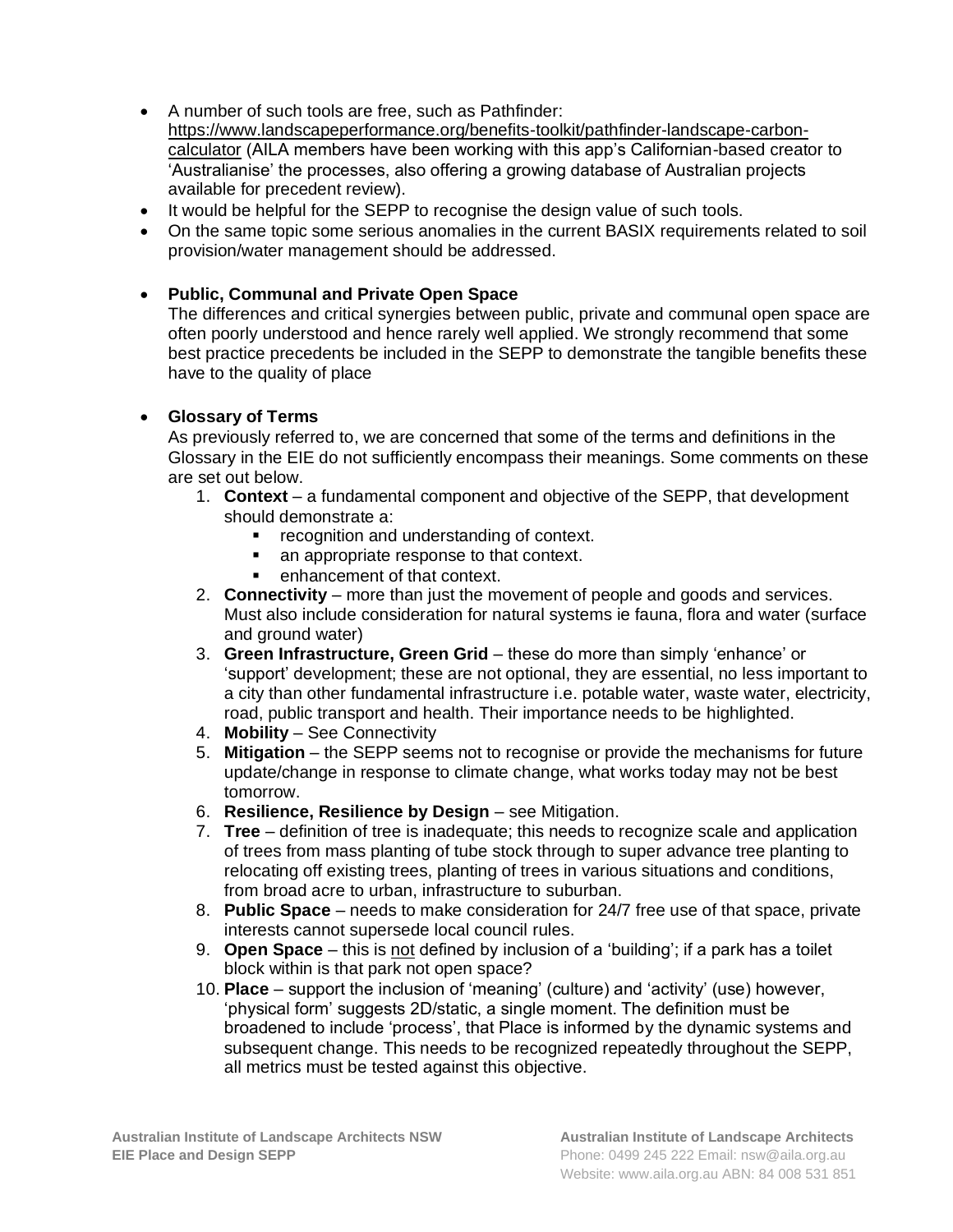- A number of such tools are free, such as Pathfinder: https://www.landscapeperformance.org/benefits-toolkit/pathfinder-landscape-carbon-calculator (AILA members have been working with this app's Californian-based creator to 'Australianise' the processes, also offering a growing database of Australian projects available for precedent review).
- It would be helpful for the SEPP to recognise the design value of such tools.
- On the same topic some serious anomalies in the current BASIX requirements related to soil provision/water management should be addressed.

- **Public, Communal and Private Open Space**

  The differences and critical synergies between public, private and communal open space are often poorly understood and hence rarely well applied. We strongly recommend that some best practice precedents be included in the SEPP to demonstrate the tangible benefits these have to the quality of place

- **Glossary of Terms**

  As previously referred to, we are concerned that some of the terms and definitions in the Glossary in the EIE do not sufficiently encompass their meanings. Some comments on these are set out below.

  1. **Context** – a fundamental component and objective of the SEPP, that development should demonstrate a:
     - recognition and understanding of context.
     - an appropriate response to that context.
     - enhancement of that context.
  2. **Connectivity** – more than just the movement of people and goods and services. Must also include consideration for natural systems ie fauna, flora and water (surface and ground water)
  3. **Green Infrastructure, Green Grid** – these do more than simply 'enhance' or 'support' development; these are not optional, they are essential, no less important to a city than other fundamental infrastructure i.e. potable water, waste water, electricity, road, public transport and health. Their importance needs to be highlighted.
  4. **Mobility** – See Connectivity
  5. **Mitigation** – the SEPP seems not to recognise or provide the mechanisms for future update/change in response to climate change, what works today may not be best tomorrow.
  6. **Resilience, Resilience by Design** – see Mitigation.
  7. **Tree** – definition of tree is inadequate; this needs to recognize scale and application of trees from mass planting of tube stock through to super advance tree planting to relocating off existing trees, planting of trees in various situations and conditions, from broad acre to urban, infrastructure to suburban.
  8. **Public Space** – needs to make consideration for 24/7 free use of that space, private interests cannot supersede local council rules.
  9. **Open Space** – this is <u>not</u> defined by inclusion of a 'building'; if a park has a toilet block within is that park not open space?
  10. **Place** – support the inclusion of 'meaning' (culture) and 'activity' (use) however, 'physical form' suggests 2D/static, a single moment. The definition must be broadened to include 'process', that Place is informed by the dynamic systems and subsequent change. This needs to be recognized repeatedly throughout the SEPP, all metrics must be tested against this objective.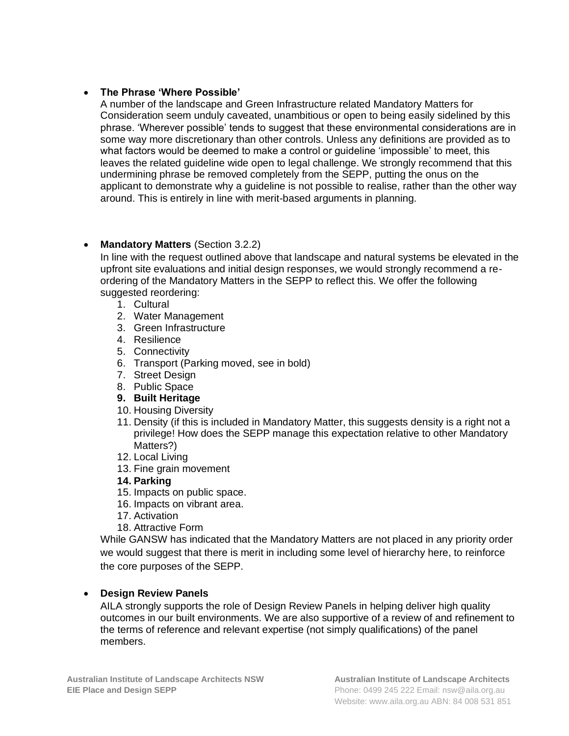- **The Phrase 'Where Possible'**
  A number of the landscape and Green Infrastructure related Mandatory Matters for Consideration seem unduly caveated, unambitious or open to being easily sidelined by this phrase. 'Wherever possible' tends to suggest that these environmental considerations are in some way more discretionary than other controls. Unless any definitions are provided as to what factors would be deemed to make a control or guideline 'impossible' to meet, this leaves the related guideline wide open to legal challenge. We strongly recommend that this undermining phrase be removed completely from the SEPP, putting the onus on the applicant to demonstrate why a guideline is not possible to realise, rather than the other way around. This is entirely in line with merit-based arguments in planning.

- **Mandatory Matters** (Section 3.2.2)
  In line with the request outlined above that landscape and natural systems be elevated in the upfront site evaluations and initial design responses, we would strongly recommend a re-ordering of the Mandatory Matters in the SEPP to reflect this. We offer the following suggested reordering:
  1. Cultural
  2. Water Management
  3. Green Infrastructure
  4. Resilience
  5. Connectivity
  6. Transport (Parking moved, see in bold)
  7. Street Design
  8. Public Space
  9. **Built Heritage**
  10. Housing Diversity
  11. Density (if this is included in Mandatory Matter, this suggests density is a right not a privilege! How does the SEPP manage this expectation relative to other Mandatory Matters?)
  12. Local Living
  13. Fine grain movement
  14. **Parking**
  15. Impacts on public space.
  16. Impacts on vibrant area.
  17. Activation
  18. Attractive Form

  While GANSW has indicated that the Mandatory Matters are not placed in any priority order we would suggest that there is merit in including some level of hierarchy here, to reinforce the core purposes of the SEPP.

- **Design Review Panels**
  AILA strongly supports the role of Design Review Panels in helping deliver high quality outcomes in our built environments. We are also supportive of a review of and refinement to the terms of reference and relevant expertise (not simply qualifications) of the panel members.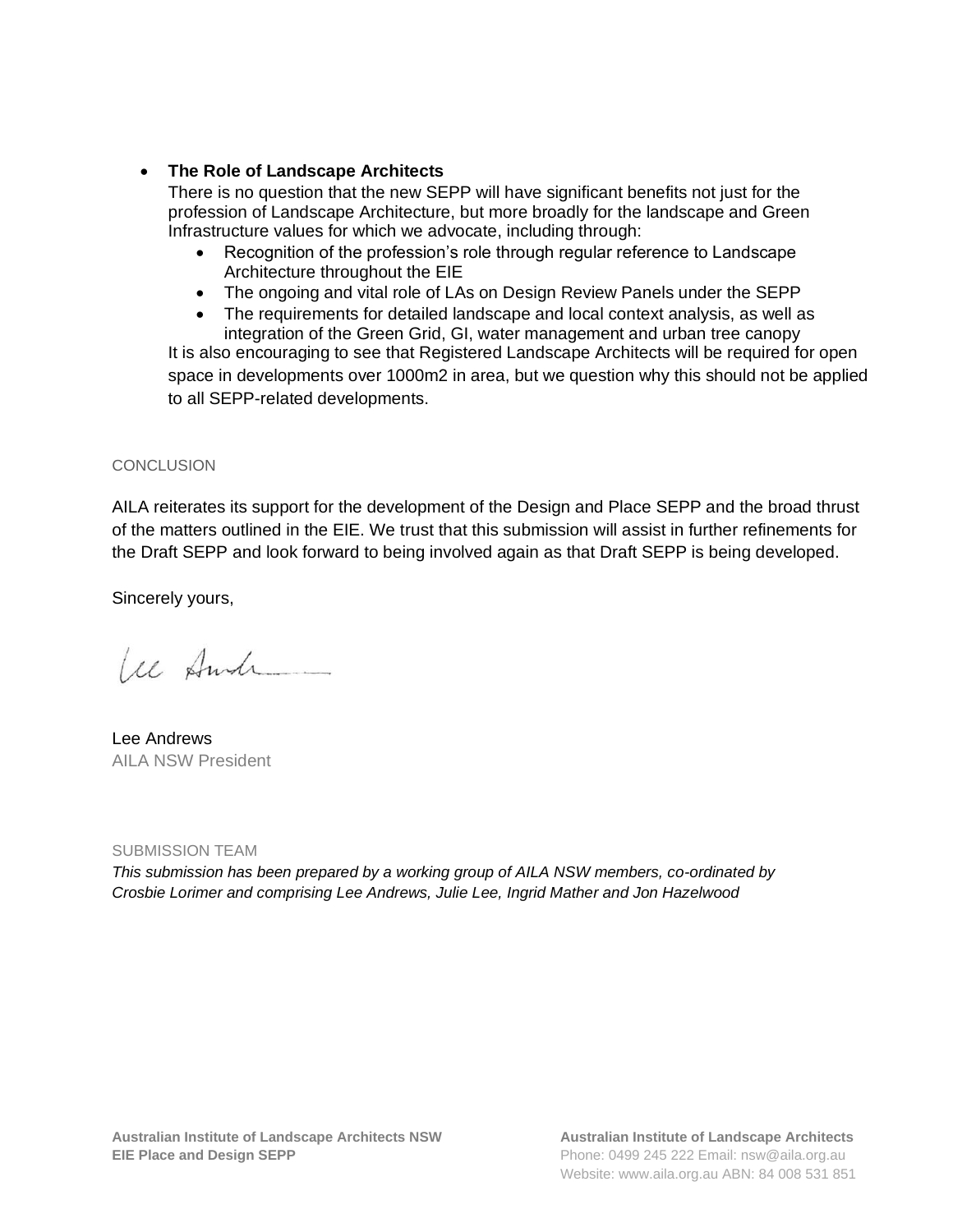- **The Role of Landscape Architects**
  There is no question that the new SEPP will have significant benefits not just for the profession of Landscape Architecture, but more broadly for the landscape and Green Infrastructure values for which we advocate, including through:
    - Recognition of the profession's role through regular reference to Landscape Architecture throughout the EIE
    - The ongoing and vital role of LAs on Design Review Panels under the SEPP
    - The requirements for detailed landscape and local context analysis, as well as integration of the Green Grid, GI, water management and urban tree canopy

  It is also encouraging to see that Registered Landscape Architects will be required for open space in developments over 1000m2 in area, but we question why this should not be applied to all SEPP-related developments.

CONCLUSION

AILA reiterates its support for the development of the Design and Place SEPP and the broad thrust of the matters outlined in the EIE. We trust that this submission will assist in further refinements for the Draft SEPP and look forward to being involved again as that Draft SEPP is being developed.

Sincerely yours,

Lee Andrews
AILA NSW President

SUBMISSION TEAM

*This submission has been prepared by a working group of AILA NSW members, co-ordinated by Crosbie Lorimer and comprising Lee Andrews, Julie Lee, Ingrid Mather and Jon Hazelwood*